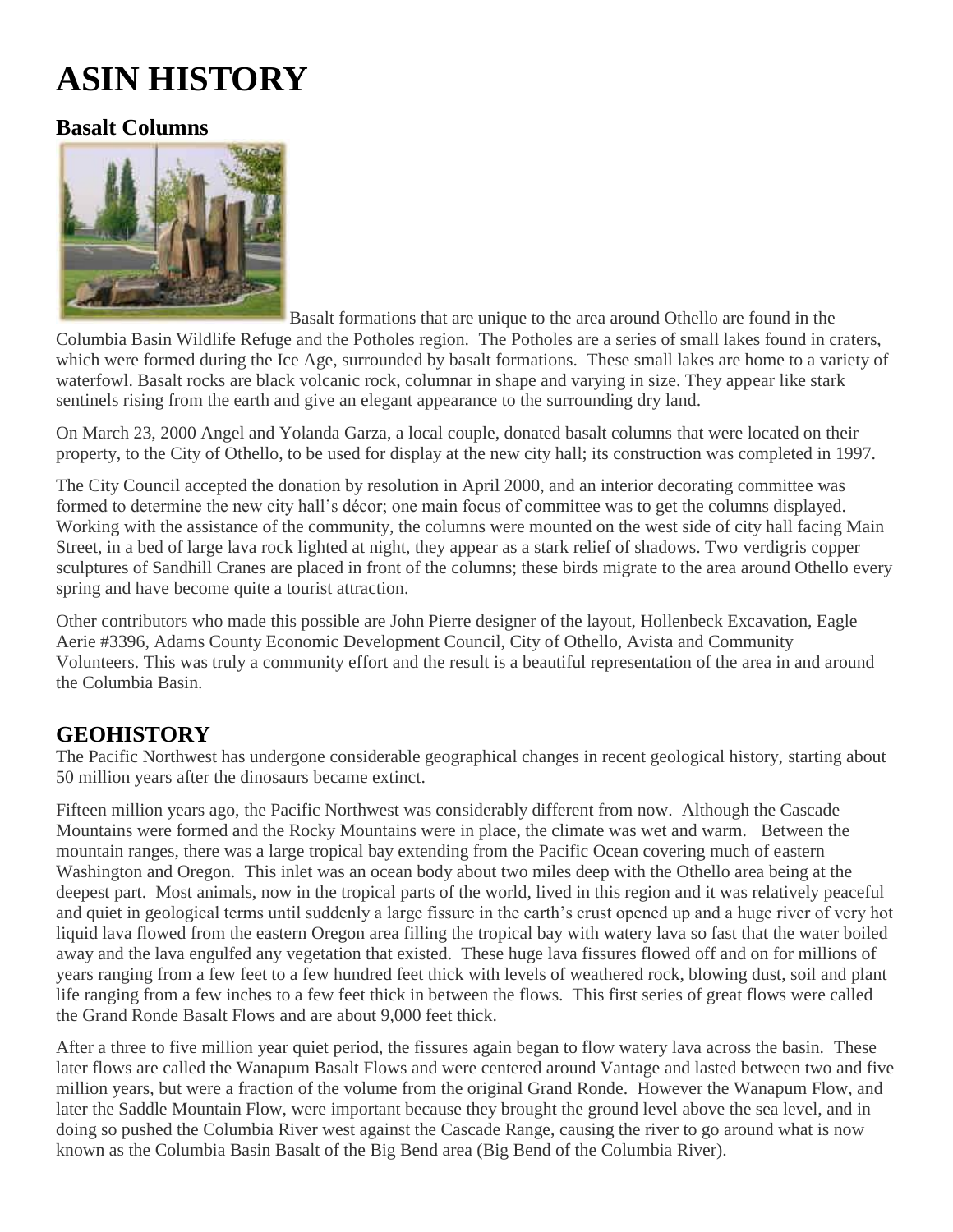# ASIN HISTORY

## Basalt Columns

Basalt formations that are unique to the area around Othello are found in the Columbia Basin Wildlife Refuge and the Potholes region. The Potholes are a series of small lakes found in craters, which were formed during the Ice Age, surrounded by basalt formations. These small lakes are home to a variety of waterfowl. Basalt rocks are black volcanic rock, columnar in shape and varying in size. They appear like stark sentinels rising from the earth and give an elegant appearance to the surrounding dry land.

On March 23, 2000 Angel and Yolanda Garza, a local couple, donated basalt columns that were located on their property, to the City of Othello, to be used for display at the new city hall; its construction was completed in 1997.

The City Council accepted the donation by resolution in April 2000, and an interior decorating committee was formed to determine the new city hall's décor; one main focus of committee was to get the columns displayed. Working with the assistance of the community, the columns were mounted on the west side of city hall facing Main Street, in a bed of large lava rock lighted at night, they appear as a stark relief of shadows. Two verdigris copper sculptures of Sandhill Cranes are placed in front of the columns; these birds migrate to the area around Othello every spring and have become quite a tourist attraction.

Other contributors who made this possible are John Pierre designer of the layout, Hollenbeck Excavation, Eagle Aerie #3396, Adams County Economic Development Council, City of Othello, Avista and Community Volunteers. This was truly a community effort and the result is a beautiful representation of the area in and around the Columbia Basin.

## GEOHISTORY

The Pacific Northwest has undergone considerable geographical changes in recent geological history, starting about 50 million years after the dinosaurs became extinct.

Fifteen million years ago, the Pacific Northwest was considerably different from now. Although the Cascade Mountains were formed and the Rocky Mountains were in place, the climate was wet and warm. Between the mountain ranges, there was a large tropical bay extending from the Pacific Ocean covering much of eastern Washington and Oregon. This inlet was an ocean body about two miles deep with the Othello area being at the deepest part. Most animals, now in the tropical parts of the world, lived in this region and it was relatively peaceful and quiet in geological terms until suddenly a large fissure in the earth's crust opened up and a huge river of very hot liquid lava flowed from the eastern Oregon area filling the tropical bay with watery lava so fast that the water boiled away and the lava engulfed any vegetation that existed. These huge lava fissures flowed off and on for millions of years ranging from a few feet to a few hundred feet thick with levels of weathered rock, blowing dust, soil and plant life ranging from a few inches to a few feet thick in between the flows. This first series of great flows were called the Grand Ronde Basalt Flows and are about 9,000 feet thick.

After a three to five million year quiet period, the fissures again began to flow watery lava across the basin. These later flows are called the Wanapum Basalt Flows and were centered around Vantage and lasted between two and five million years, but were a fraction of the volume from the original Grand Ronde. However the Wanapum Flow, and later the Saddle Mountain Flow, were important because they brought the ground level above the sea level, and in doing so pushed the Columbia River west against the Cascade Range, causing the river to go around what is now known as the Columbia Basin Basalt of the Big Bend area (Big Bend of the Columbia River).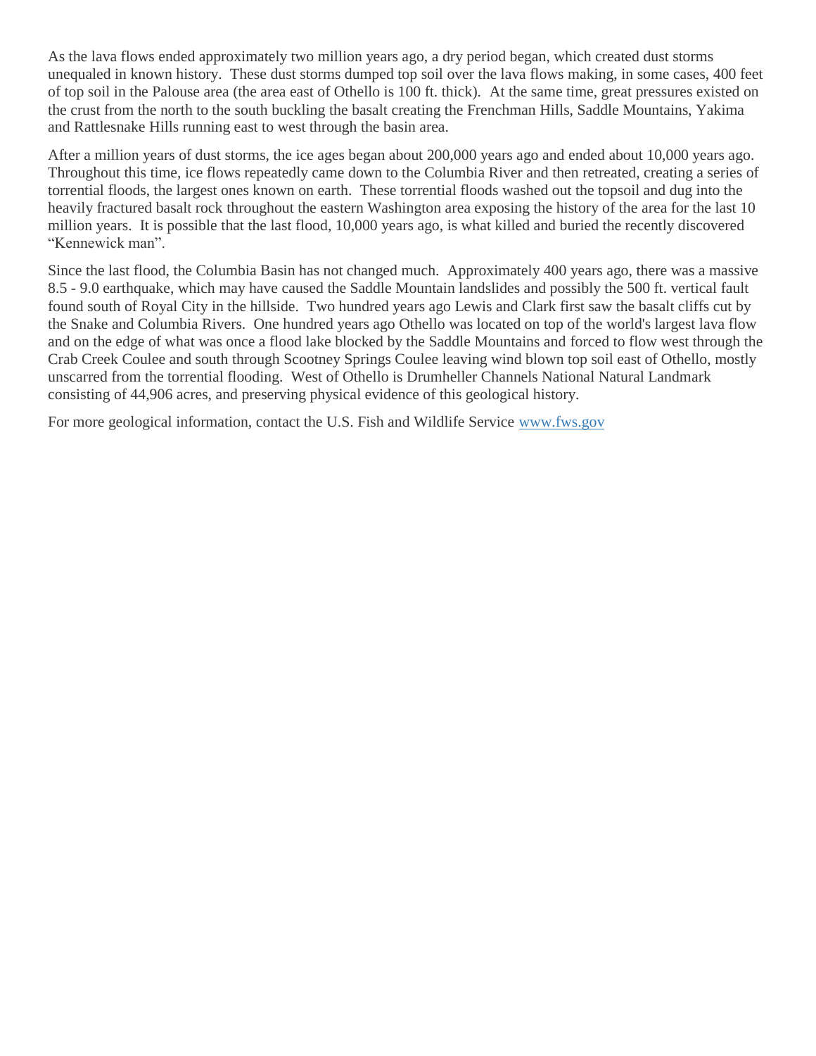As the lava flows ended approximately two million years ago, a dry period began, which created dust storms unequaled in known history. These dust storms dumped top soil over the lava flows making, in some cases, 400 feet of top soil in the Palouse area (the area east of Othello is 100 ft. thick). At the same time, great pressures existed on the crust from the north to the south buckling the basalt creating the Frenchman Hills, Saddle Mountains, Yakima and Rattlesnake Hills running east to west through the basin area.

After a million years of dust storms, the ice ages began about 200,000 years ago and ended about 10,000 years ago. Throughout this time, ice flows repeatedly came down to the Columbia River and then retreated, creating a series of torrential floods, the largest ones known on earth. These torrential floods washed out the topsoil and dug into the heavily fractured basalt rock throughout the eastern Washington area exposing the history of the area for the last 10 million years. It is possible that the last flood, 10,000 years ago, is what killed and buried the recently discovered "Kennewick man".

Since the last flood, the Columbia Basin has not changed much. Approximately 400 years ago, there was a massive 8.5 - 9.0 earthquake, which may have caused the Saddle Mountain landslides and possibly the 500 ft. vertical fault found south of Royal City in the hillside. Two hundred years ago Lewis and Clark first saw the basalt cliffs cut by the Snake and Columbia Rivers. One hundred years ago Othello was located on top of the world's largest lava flow and on the edge of what was once a flood lake blocked by the Saddle Mountains and forced to flow west through the Crab Creek Coulee and south through Scootney Springs Coulee leaving wind blown top soil east of Othello, mostly unscarred from the torrential flooding. West of Othello is Drumheller Channels National Natural Landmark consisting of 44,906 acres, and preserving physical evidence of this geological history.

For more geological information, contact the U.S. Fish and Wildlife Service [www.fws.gov](http://www.fws.gov)